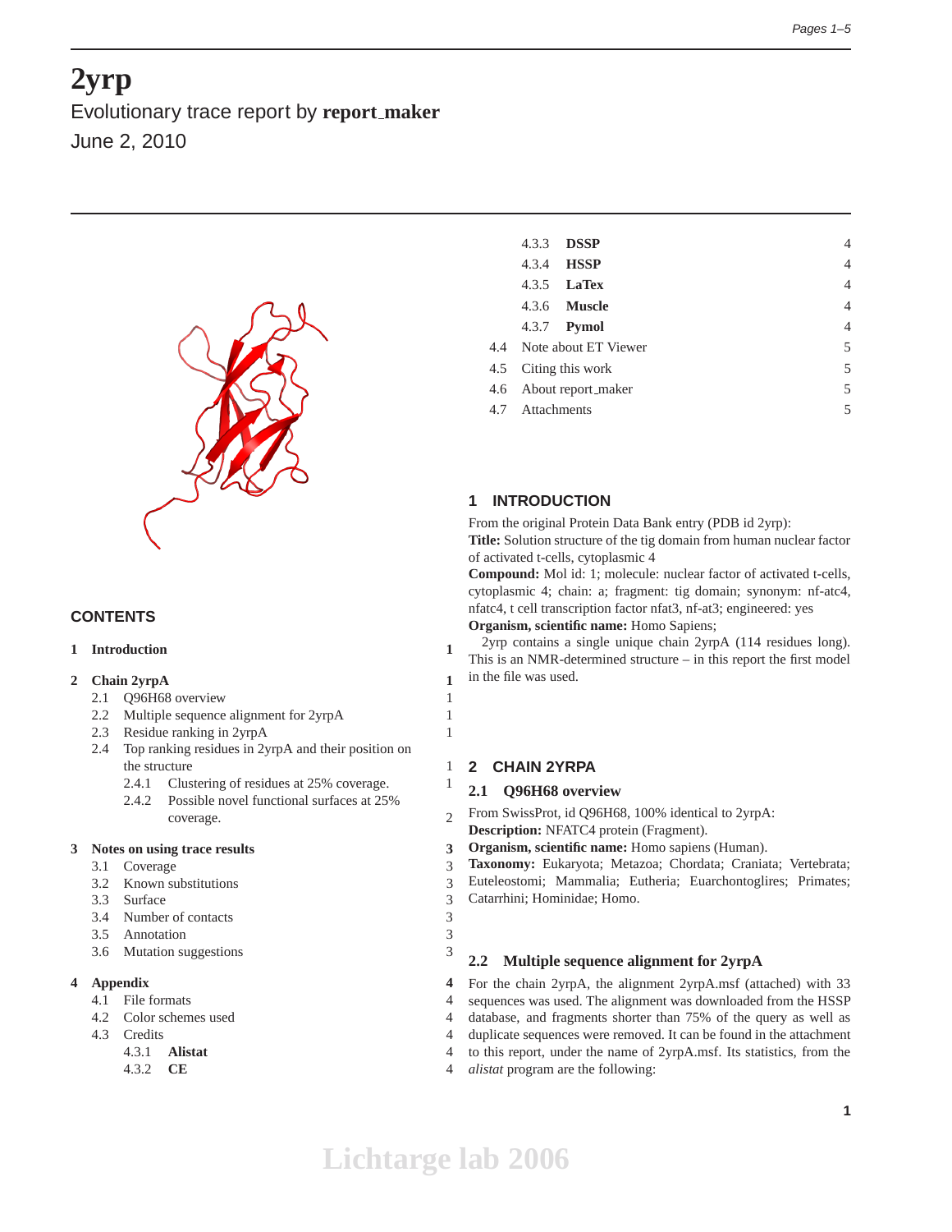# 2yrp

Evolutionary trace report by **report_maker**

June 2, 2010

## CONTENTS

1 **Introduction** 1

2 **Chain 2yrpA** 1
- 2.1 Q96H68 overview 1
- 2.2 Multiple sequence alignment for 2yrpA 1
- 2.3 Residue ranking in 2yrpA 1
- 2.4 Top ranking residues in 2yrpA and their position on the structure 1
  - 2.4.1 Clustering of residues at 25% coverage. 1
  - 2.4.2 Possible novel functional surfaces at 25% coverage. 2

3 **Notes on using trace results** 3
- 3.1 Coverage 3
- 3.2 Known substitutions 3
- 3.3 Surface 3
- 3.4 Number of contacts 3
- 3.5 Annotation 3
- 3.6 Mutation suggestions 3

4 **Appendix** 4
- 4.1 File formats 4
- 4.2 Color schemes used 4
- 4.3 Credits 4
  - 4.3.1 **Alistat** 4
  - 4.3.2 **CE** 4
  - 4.3.3 **DSSP** 4
  - 4.3.4 **HSSP** 4
  - 4.3.5 **LaTex** 4
  - 4.3.6 **Muscle** 4
  - 4.3.7 **Pymol** 4
- 4.4 Note about ET Viewer 5
- 4.5 Citing this work 5
- 4.6 About report_maker 5
- 4.7 Attachments 5

## 1 INTRODUCTION

From the original Protein Data Bank entry (PDB id 2yrp):
**Title:** Solution structure of the tig domain from human nuclear factor of activated t-cells, cytoplasmic 4
**Compound:** Mol id: 1; molecule: nuclear factor of activated t-cells, cytoplasmic 4; chain: a; fragment: tig domain; synonym: nf-atc4, nfatc4, t cell transcription factor nfat3, nf-at3; engineered: yes
**Organism, scientific name:** Homo Sapiens;

2yrp contains a single unique chain 2yrpA (114 residues long). This is an NMR-determined structure – in this report the first model in the file was used.

## 2 CHAIN 2YRPA

### 2.1 Q96H68 overview

From SwissProt, id Q96H68, 100% identical to 2yrpA:
**Description:** NFATC4 protein (Fragment).
**Organism, scientific name:** Homo sapiens (Human).
**Taxonomy:** Eukaryota; Metazoa; Chordata; Craniata; Vertebrata; Euteleostomi; Mammalia; Eutheria; Euarchontoglires; Primates; Catarrhini; Hominidae; Homo.

### 2.2 Multiple sequence alignment for 2yrpA

For the chain 2yrpA, the alignment 2yrpA.msf (attached) with 33 sequences was used. The alignment was downloaded from the HSSP database, and fragments shorter than 75% of the query as well as duplicate sequences were removed. It can be found in the attachment to this report, under the name of 2yrpA.msf. Its statistics, from the *alistat* program are the following: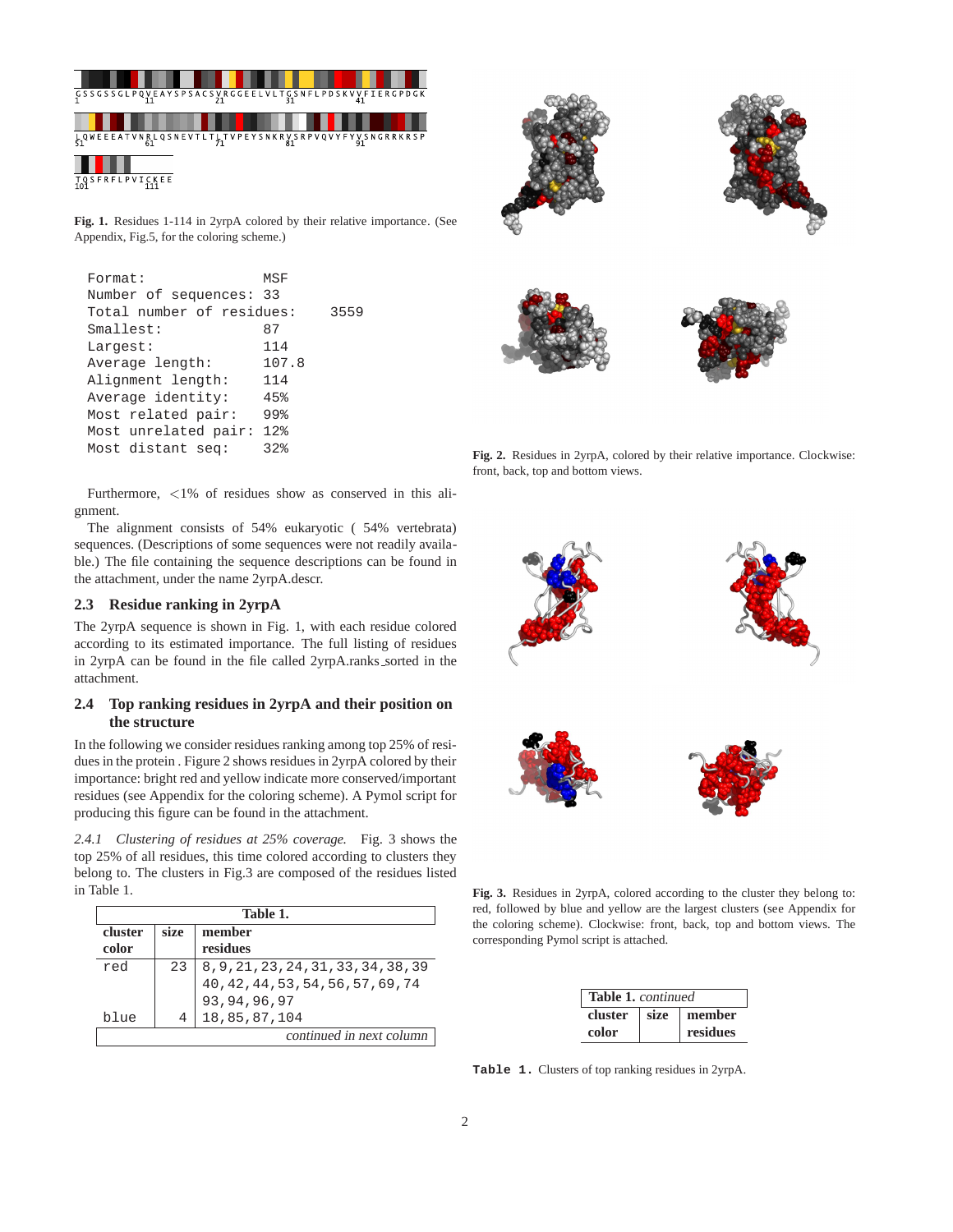G S S G S S G L P Q V E A Y S P S A C S V R G G E E L V L T G S N F L P D S K V V F I E R G P D G K
1 11 21 31 41

L Q W E E E A T V N R L Q S N E V T L T L T V P E Y S N K R V S R P V Q V Y F Y V S N G R R K R S P
51 61 71 81 91

T Q S F R F L P V I C K E E
101 111

**Fig. 1.** Residues 1-114 in 2yrpA colored by their relative importance. (See Appendix, Fig.5, for the coloring scheme.)

```
Format:                 MSF
Number of sequences:    33
Total number of residues:      3559
Smallest:               87
Largest:                114
Average length:         107.8
Alignment length:       114
Average identity:       45%
Most related pair:      99%
Most unrelated pair:    12%
Most distant seq:       32%
```

Furthermore, <1% of residues show as conserved in this alignment.

The alignment consists of 54% eukaryotic ( 54% vertebrata) sequences. (Descriptions of some sequences were not readily available.) The file containing the sequence descriptions can be found in the attachment, under the name 2yrpA.descr.

### 2.3 Residue ranking in 2yrpA

The 2yrpA sequence is shown in Fig. 1, with each residue colored according to its estimated importance. The full listing of residues in 2yrpA can be found in the file called 2yrpA.ranks_sorted in the attachment.

### 2.4 Top ranking residues in 2yrpA and their position on the structure

In the following we consider residues ranking among top 25% of residues in the protein . Figure 2 shows residues in 2yrpA colored by their importance: bright red and yellow indicate more conserved/important residues (see Appendix for the coloring scheme). A Pymol script for producing this figure can be found in the attachment.

**Fig. 2.** Residues in 2yrpA, colored by their relative importance. Clockwise: front, back, top and bottom views.

*2.4.1 Clustering of residues at 25% coverage.* Fig. 3 shows the top 25% of all residues, this time colored according to clusters they belong to. The clusters in Fig.3 are composed of the residues listed in Table 1.

**Fig. 3.** Residues in 2yrpA, colored according to the cluster they belong to: red, followed by blue and yellow are the largest clusters (see Appendix for the coloring scheme). Clockwise: front, back, top and bottom views. The corresponding Pymol script is attached.

**Table 1.**

| cluster color | size | member residues |
|---|---|---|
| red | 23 | 8,9,21,23,24,31,33,34,38,39 40,42,44,53,54,56,57,69,74 93,94,96,97 |
| blue | 4 | 18,85,87,104 |

**Table 1.** Clusters of top ranking residues in 2yrpA.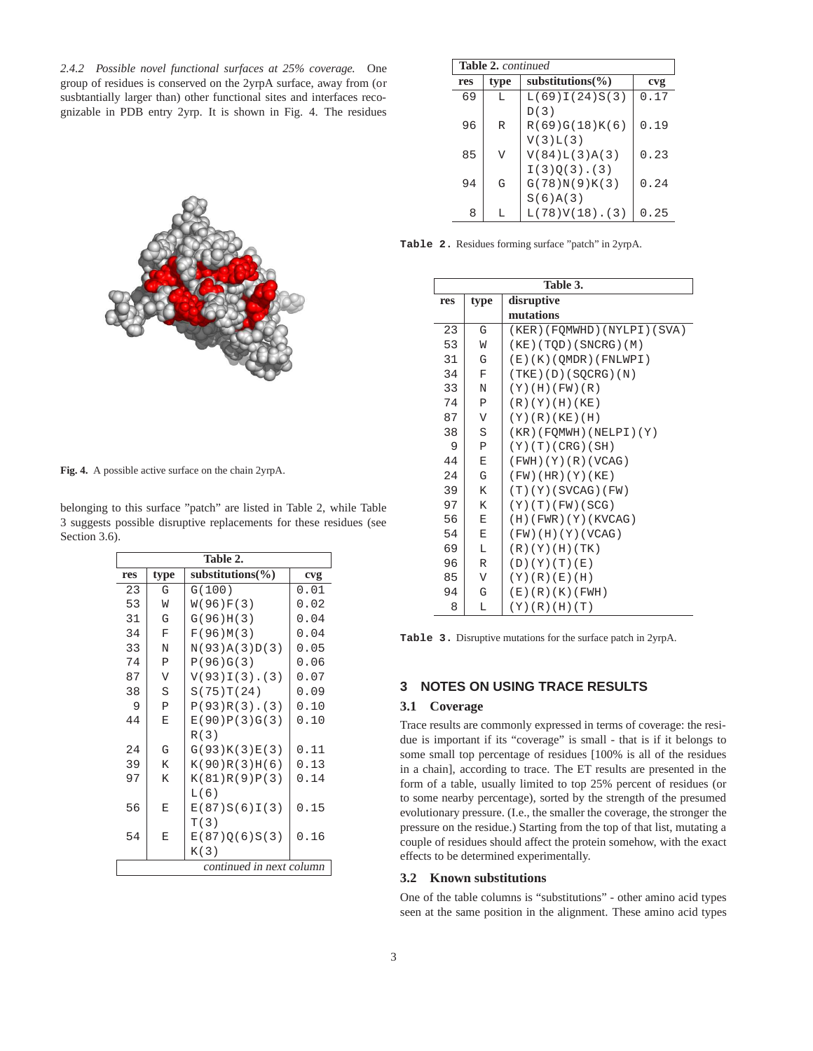*2.4.2 Possible novel functional surfaces at 25% coverage.* One group of residues is conserved on the 2yrpA surface, away from (or susbtantially larger than) other functional sites and interfaces recognizable in PDB entry 2yrp. It is shown in Fig. 4. The residues belonging to this surface "patch" are listed in Table 2, while Table 3 suggests possible disruptive replacements for these residues (see Section 3.6).

**Fig. 4.** A possible active surface on the chain 2yrpA.

**Table 2.**

| res | type | substitutions(%) | cvg |
|---|---|---|---|
| 23 | G | G(100) | 0.01 |
| 53 | W | W(96)F(3) | 0.02 |
| 31 | G | G(96)H(3) | 0.04 |
| 34 | F | F(96)M(3) | 0.04 |
| 33 | N | N(93)A(3)D(3) | 0.05 |
| 74 | P | P(96)G(3) | 0.06 |
| 87 | V | V(93)I(3).(3) | 0.07 |
| 38 | S | S(75)T(24) | 0.09 |
| 9 | P | P(93)R(3).(3) | 0.10 |
| 44 | E | E(90)P(3)G(3) R(3) | 0.10 |
| 24 | G | G(93)K(3)E(3) | 0.11 |
| 39 | K | K(90)R(3)H(6) | 0.13 |
| 97 | K | K(81)R(9)P(3) L(6) | 0.14 |
| 56 | E | E(87)S(6)I(3) T(3) | 0.15 |
| 54 | E | E(87)Q(6)S(3) K(3) | 0.16 |
| 69 | L | L(69)I(24)S(3) D(3) | 0.17 |
| 96 | R | R(69)G(18)K(6) V(3)L(3) | 0.19 |
| 85 | V | V(84)L(3)A(3) I(3)Q(3).(3) | 0.23 |
| 94 | G | G(78)N(9)K(3) S(6)A(3) | 0.24 |
| 8 | L | L(78)V(18).(3) | 0.25 |

**Table 2.** Residues forming surface "patch" in 2yrpA.

**Table 3.**

| res | type | disruptive mutations |
|---|---|---|
| 23 | G | (KER)(FQMWHD)(NYLPI)(SVA) |
| 53 | W | (KE)(TQD)(SNCRG)(M) |
| 31 | G | (E)(K)(QMDR)(FNLWPI) |
| 34 | F | (TKE)(D)(SQCRG)(N) |
| 33 | N | (Y)(H)(FW)(R) |
| 74 | P | (R)(Y)(H)(KE) |
| 87 | V | (Y)(R)(KE)(H) |
| 38 | S | (KR)(FQMWH)(NELPI)(Y) |
| 9 | P | (Y)(T)(CRG)(SH) |
| 44 | E | (FWH)(Y)(R)(VCAG) |
| 24 | G | (FW)(HR)(Y)(KE) |
| 39 | K | (T)(Y)(SVCAG)(FW) |
| 97 | K | (Y)(T)(FW)(SCG) |
| 56 | E | (H)(FWR)(Y)(KVCAG) |
| 54 | E | (FW)(H)(Y)(VCAG) |
| 69 | L | (R)(Y)(H)(TK) |
| 96 | R | (D)(Y)(T)(E) |
| 85 | V | (Y)(R)(E)(H) |
| 94 | G | (E)(R)(K)(FWH) |
| 8 | L | (Y)(R)(H)(T) |

**Table 3.** Disruptive mutations for the surface patch in 2yrpA.

## 3 NOTES ON USING TRACE RESULTS

### 3.1 Coverage

Trace results are commonly expressed in terms of coverage: the residue is important if its "coverage" is small - that is if it belongs to some small top percentage of residues [100% is all of the residues in a chain], according to trace. The ET results are presented in the form of a table, usually limited to top 25% percent of residues (or to some nearby percentage), sorted by the strength of the presumed evolutionary pressure. (I.e., the smaller the coverage, the stronger the pressure on the residue.) Starting from the top of that list, mutating a couple of residues should affect the protein somehow, with the exact effects to be determined experimentally.

### 3.2 Known substitutions

One of the table columns is "substitutions" - other amino acid types seen at the same position in the alignment. These amino acid types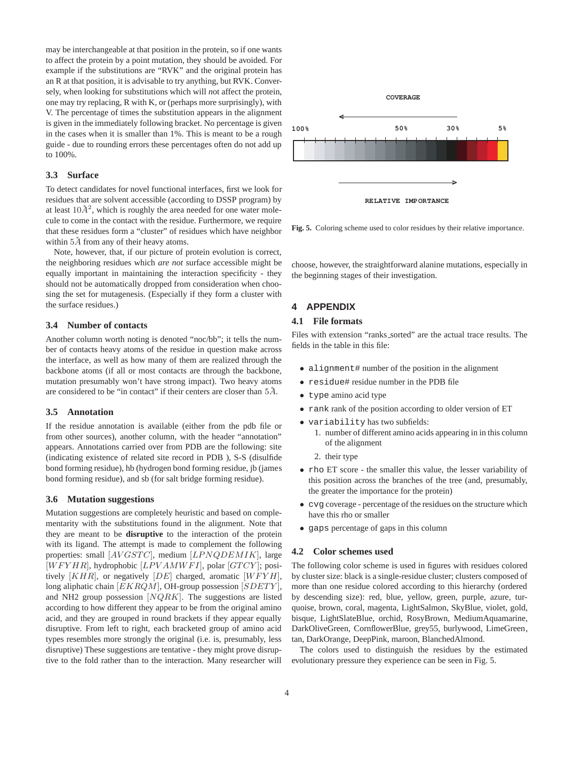may be interchangeable at that position in the protein, so if one wants to affect the protein by a point mutation, they should be avoided. For example if the substitutions are "RVK" and the original protein has an R at that position, it is advisable to try anything, but RVK. Conversely, when looking for substitutions which will *n*ot affect the protein, one may try replacing, R with K, or (perhaps more surprisingly), with V. The percentage of times the substitution appears in the alignment is given in the immediately following bracket. No percentage is given in the cases when it is smaller than 1%. This is meant to be a rough guide - due to rounding errors these percentages often do not add up to 100%.

### 3.3 Surface

To detect candidates for novel functional interfaces, first we look for residues that are solvent accessible (according to DSSP program) by at least $10\AA^2$, which is roughly the area needed for one water molecule to come in the contact with the residue. Furthermore, we require that these residues form a "cluster" of residues which have neighbor within $5\AA$ from any of their heavy atoms.

Note, however, that, if our picture of protein evolution is correct, the neighboring residues which *are not* surface accessible might be equally important in maintaining the interaction specificity - they should not be automatically dropped from consideration when choosing the set for mutagenesis. (Especially if they form a cluster with the surface residues.)

### 3.4 Number of contacts

Another column worth noting is denoted "noc/bb"; it tells the number of contacts heavy atoms of the residue in question make across the interface, as well as how many of them are realized through the backbone atoms (if all or most contacts are through the backbone, mutation presumably won't have strong impact). Two heavy atoms are considered to be "in contact" if their centers are closer than $5\AA$.

### 3.5 Annotation

If the residue annotation is available (either from the pdb file or from other sources), another column, with the header "annotation" appears. Annotations carried over from PDB are the following: site (indicating existence of related site record in PDB ), S-S (disulfide bond forming residue), hb (hydrogen bond forming residue, jb (james bond forming residue), and sb (for salt bridge forming residue).

### 3.6 Mutation suggestions

Mutation suggestions are completely heuristic and based on complementarity with the substitutions found in the alignment. Note that they are meant to be **disruptive** to the interaction of the protein with its ligand. The attempt is made to complement the following properties: small $[AVGSTC]$, medium $[LPNQDEMIK]$, large $[WFYHR]$, hydrophobic $[LPVAMWFI]$, polar $[GTCY]$; positively $[KHR]$, or negatively $[DE]$ charged, aromatic $[WFYH]$, long aliphatic chain $[EKRQM]$, OH-group possession $[SDETY]$, and NH2 group possession $[NQRK]$. The suggestions are listed according to how different they appear to be from the original amino acid, and they are grouped in round brackets if they appear equally disruptive. From left to right, each bracketed group of amino acid types resembles more strongly the original (i.e. is, presumably, less disruptive) These suggestions are tentative - they might prove disruptive to the fold rather than to the interaction. Many researcher will choose, however, the straightforward alanine mutations, especially in the beginning stages of their investigation.

COVERAGE

100% 50% 30% 5%

RELATIVE IMPORTANCE

**Fig. 5.** Coloring scheme used to color residues by their relative importance.

## 4 APPENDIX

### 4.1 File formats

Files with extension "ranks_sorted" are the actual trace results. The fields in the table in this file:

- `alignment#` number of the position in the alignment
- `residue#` residue number in the PDB file
- `type` amino acid type
- `rank` rank of the position according to older version of ET
- `variability` has two subfields:
  1. number of different amino acids appearing in in this column of the alignment
  2. their type
- `rho` ET score - the smaller this value, the lesser variability of this position across the branches of the tree (and, presumably, the greater the importance for the protein)
- `cvg` coverage - percentage of the residues on the structure which have this rho or smaller
- `gaps` percentage of gaps in this column

### 4.2 Color schemes used

The following color scheme is used in figures with residues colored by cluster size: black is a single-residue cluster; clusters composed of more than one residue colored according to this hierarchy (ordered by descending size): red, blue, yellow, green, purple, azure, turquoise, brown, coral, magenta, LightSalmon, SkyBlue, violet, gold, bisque, LightSlateBlue, orchid, RosyBrown, MediumAquamarine, DarkOliveGreen, CornflowerBlue, grey55, burlywood, LimeGreen, tan, DarkOrange, DeepPink, maroon, BlanchedAlmond.

The colors used to distinguish the residues by the estimated evolutionary pressure they experience can be seen in Fig. 5.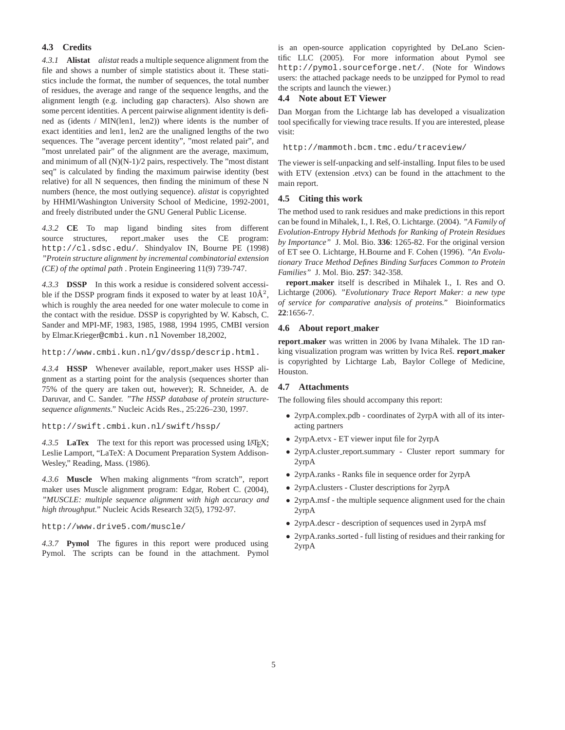### 4.3 Credits

*4.3.1* **Alistat** *alistat* reads a multiple sequence alignment from the file and shows a number of simple statistics about it. These statistics include the format, the number of sequences, the total number of residues, the average and range of the sequence lengths, and the alignment length (e.g. including gap characters). Also shown are some percent identities. A percent pairwise alignment identity is defined as (idents / MIN(len1, len2)) where idents is the number of exact identities and len1, len2 are the unaligned lengths of the two sequences. The "average percent identity", "most related pair", and "most unrelated pair" of the alignment are the average, maximum, and minimum of all (N)(N-1)/2 pairs, respectively. The "most distant seq" is calculated by finding the maximum pairwise identity (best relative) for all N sequences, then finding the minimum of these N numbers (hence, the most outlying sequence). *alistat* is copyrighted by HHMI/Washington University School of Medicine, 1992-2001, and freely distributed under the GNU General Public License.

*4.3.2* **CE** To map ligand binding sites from different source structures, report_maker uses the CE program: `http://cl.sdsc.edu/`. Shindyalov IN, Bourne PE (1998) *"Protein structure alignment by incremental combinatorial extension (CE) of the optimal path* . Protein Engineering 11(9) 739-747.

*4.3.3* **DSSP** In this work a residue is considered solvent accessible if the DSSP program finds it exposed to water by at least 10Å$^2$, which is roughly the area needed for one water molecule to come in the contact with the residue. DSSP is copyrighted by W. Kabsch, C. Sander and MPI-MF, 1983, 1985, 1988, 1994 1995, CMBI version by Elmar.Krieger@`cmbi.kun.nl` November 18,2002,

`http://www.cmbi.kun.nl/gv/dssp/descrip.html.`

*4.3.4* **HSSP** Whenever available, report_maker uses HSSP alignment as a starting point for the analysis (sequences shorter than 75% of the query are taken out, however); R. Schneider, A. de Daruvar, and C. Sander. *"The HSSP database of protein structure-sequence alignments."* Nucleic Acids Res., 25:226–230, 1997.

`http://swift.cmbi.kun.nl/swift/hssp/`

*4.3.5* **LaTex** The text for this report was processed using LaTeX; Leslie Lamport, "LaTeX: A Document Preparation System Addison-Wesley," Reading, Mass. (1986).

*4.3.6* **Muscle** When making alignments "from scratch", report maker uses Muscle alignment program: Edgar, Robert C. (2004), *"MUSCLE: multiple sequence alignment with high accuracy and high throughput."* Nucleic Acids Research 32(5), 1792-97.

`http://www.drive5.com/muscle/`

*4.3.7* **Pymol** The figures in this report were produced using Pymol. The scripts can be found in the attachment. Pymol is an open-source application copyrighted by DeLano Scientific LLC (2005). For more information about Pymol see `http://pymol.sourceforge.net/`. (Note for Windows users: the attached package needs to be unzipped for Pymol to read the scripts and launch the viewer.)

### 4.4 Note about ET Viewer

Dan Morgan from the Lichtarge lab has developed a visualization tool specifically for viewing trace results. If you are interested, please visit:

`http://mammoth.bcm.tmc.edu/traceview/`

The viewer is self-unpacking and self-installing. Input files to be used with ETV (extension .etvx) can be found in the attachment to the main report.

### 4.5 Citing this work

The method used to rank residues and make predictions in this report can be found in Mihalek, I., I. Reš, O. Lichtarge. (2004). *"A Family of Evolution-Entropy Hybrid Methods for Ranking of Protein Residues by Importance"* J. Mol. Bio. **336**: 1265-82. For the original version of ET see O. Lichtarge, H.Bourne and F. Cohen (1996). *"An Evolutionary Trace Method Defines Binding Surfaces Common to Protein Families"* J. Mol. Bio. **257**: 342-358.

**report_maker** itself is described in Mihalek I., I. Res and O. Lichtarge (2006). *"Evolutionary Trace Report Maker: a new type of service for comparative analysis of proteins."* Bioinformatics **22**:1656-7.

### 4.6 About report_maker

**report_maker** was written in 2006 by Ivana Mihalek. The 1D ranking visualization program was written by Ivica Reš. **report_maker** is copyrighted by Lichtarge Lab, Baylor College of Medicine, Houston.

### 4.7 Attachments

The following files should accompany this report:

- 2yrpA.complex.pdb - coordinates of 2yrpA with all of its interacting partners
- 2yrpA.etvx - ET viewer input file for 2yrpA
- 2yrpA.cluster_report.summary - Cluster report summary for 2yrpA
- 2yrpA.ranks - Ranks file in sequence order for 2yrpA
- 2yrpA.clusters - Cluster descriptions for 2yrpA
- 2yrpA.msf - the multiple sequence alignment used for the chain 2yrpA
- 2yrpA.descr - description of sequences used in 2yrpA msf
- 2yrpA.ranks_sorted - full listing of residues and their ranking for 2yrpA